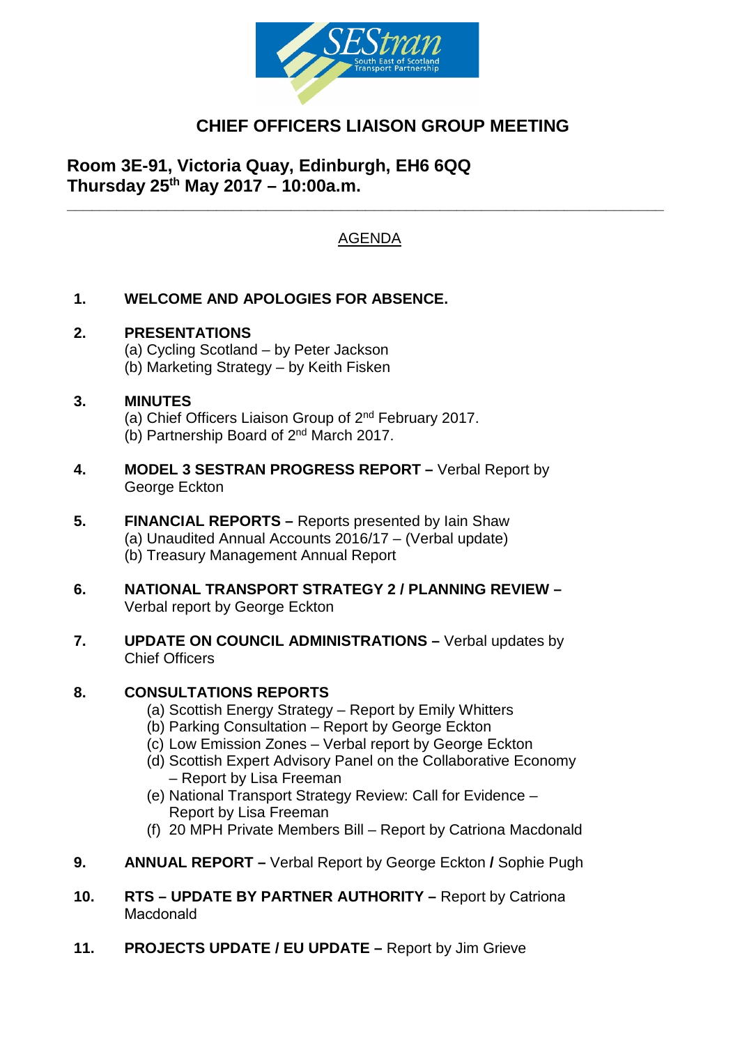# CHIEF OFFICERS LIAISON GROUP MEETING

## Room 3E-91, Victoria Quay, Edinburgh, EH6 6QQ
## Thursday 25th May 2017 – 10:00a.m.

---

AGENDA

1. **WELCOME AND APOLOGIES FOR ABSENCE.**

2. **PRESENTATIONS**
   (a) Cycling Scotland – by Peter Jackson
   (b) Marketing Strategy – by Keith Fisken

3. **MINUTES**
   (a) Chief Officers Liaison Group of 2nd February 2017.
   (b) Partnership Board of 2nd March 2017.

4. **MODEL 3 SESTRAN PROGRESS REPORT –** Verbal Report by George Eckton

5. **FINANCIAL REPORTS –** Reports presented by Iain Shaw
   (a) Unaudited Annual Accounts 2016/17 – (Verbal update)
   (b) Treasury Management Annual Report

6. **NATIONAL TRANSPORT STRATEGY 2 / PLANNING REVIEW –** Verbal report by George Eckton

7. **UPDATE ON COUNCIL ADMINISTRATIONS –** Verbal updates by Chief Officers

8. **CONSULTATIONS REPORTS**
   (a) Scottish Energy Strategy – Report by Emily Whitters
   (b) Parking Consultation – Report by George Eckton
   (c) Low Emission Zones – Verbal report by George Eckton
   (d) Scottish Expert Advisory Panel on the Collaborative Economy – Report by Lisa Freeman
   (e) National Transport Strategy Review: Call for Evidence – Report by Lisa Freeman
   (f) 20 MPH Private Members Bill – Report by Catriona Macdonald

9. **ANNUAL REPORT –** Verbal Report by George Eckton **/** Sophie Pugh

10. **RTS – UPDATE BY PARTNER AUTHORITY –** Report by Catriona Macdonald

11. **PROJECTS UPDATE / EU UPDATE –** Report by Jim Grieve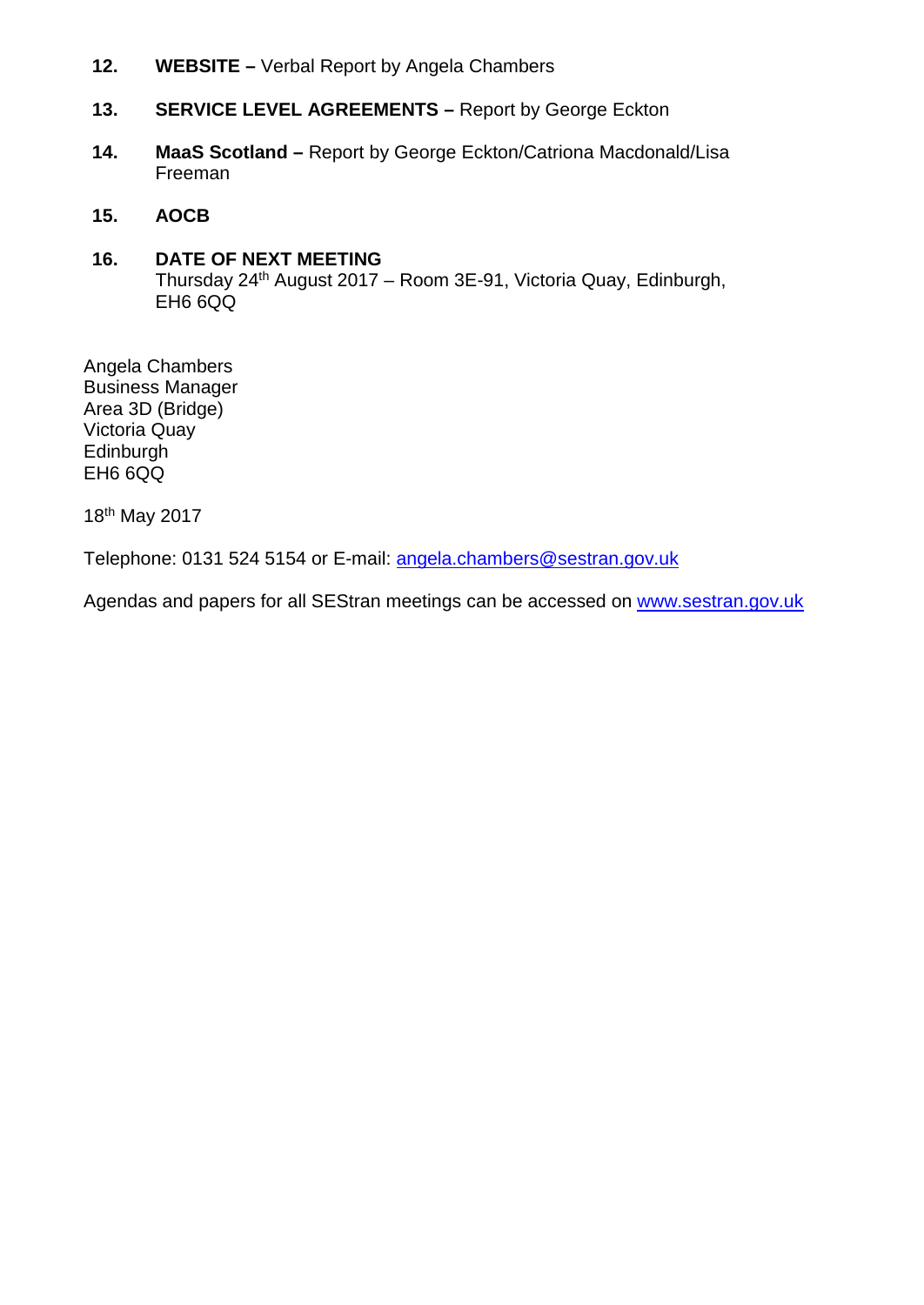**12.** **WEBSITE –** Verbal Report by Angela Chambers

**13.** **SERVICE LEVEL AGREEMENTS –** Report by George Eckton

**14.** **MaaS Scotland –** Report by George Eckton/Catriona Macdonald/Lisa Freeman

**15.** **AOCB**

**16.** **DATE OF NEXT MEETING**
Thursday 24th August 2017 – Room 3E-91, Victoria Quay, Edinburgh, EH6 6QQ

Angela Chambers
Business Manager
Area 3D (Bridge)
Victoria Quay
Edinburgh
EH6 6QQ

18th May 2017

Telephone: 0131 524 5154 or E-mail: angela.chambers@sestran.gov.uk

Agendas and papers for all SEStran meetings can be accessed on www.sestran.gov.uk